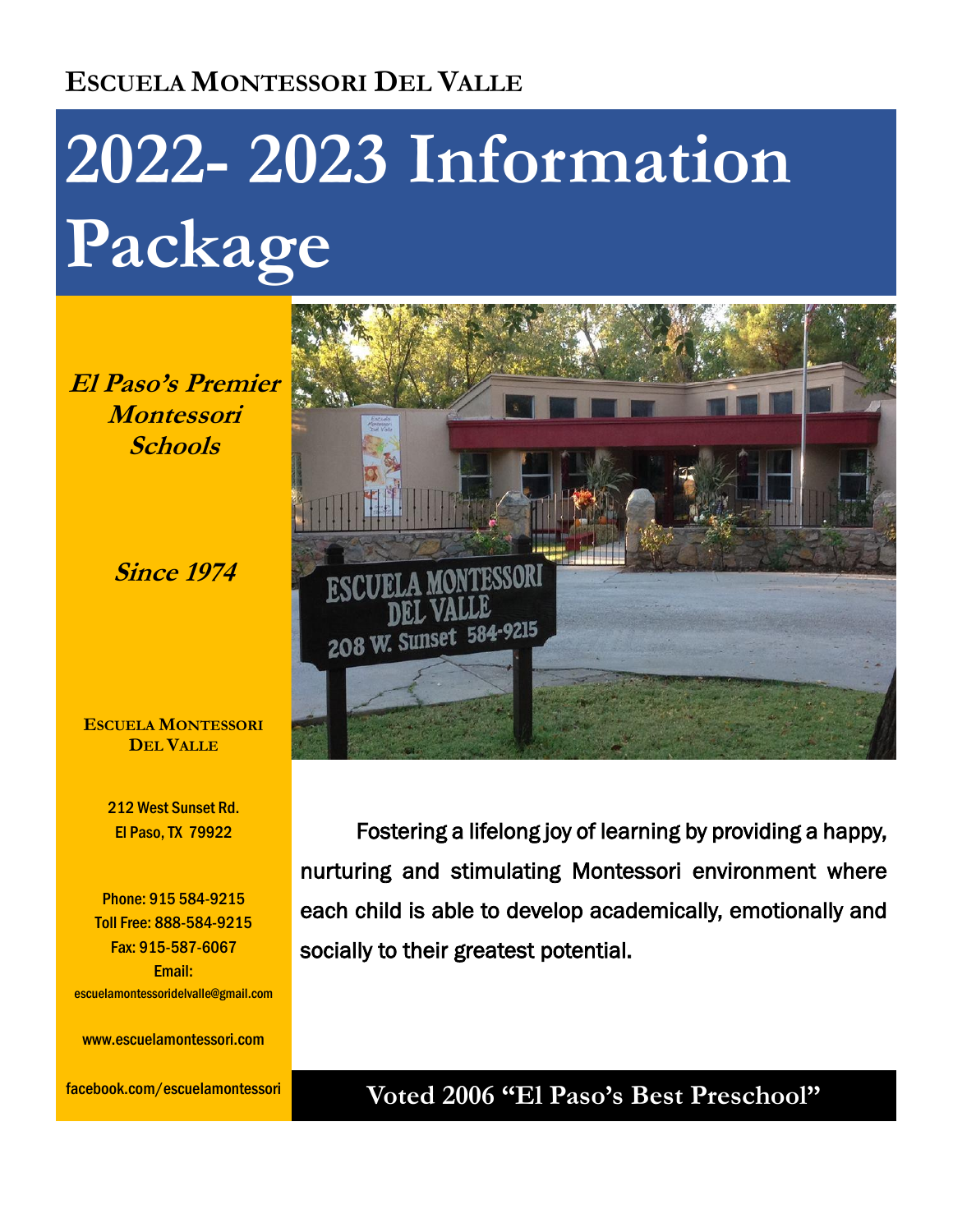**ESCUELA MONTESSORI DEL VALLE**

# 2022- 2023 Information Package

***El Paso's Premier Montessori Schools***

***Since 1974***

**ESCUELA MONTESSORI DEL VALLE**

212 West Sunset Rd.
El Paso, TX 79922

Phone: 915 584-9215
Toll Free: 888-584-9215
Fax: 915-587-6067
Email:
escuelamontessoridelvalle@gmail.com

www.escuelamontessori.com

facebook.com/escuelamontessori

Fostering a lifelong joy of learning by providing a happy, nurturing and stimulating Montessori environment where each child is able to develop academically, emotionally and socially to their greatest potential.

**Voted 2006 "El Paso's Best Preschool"**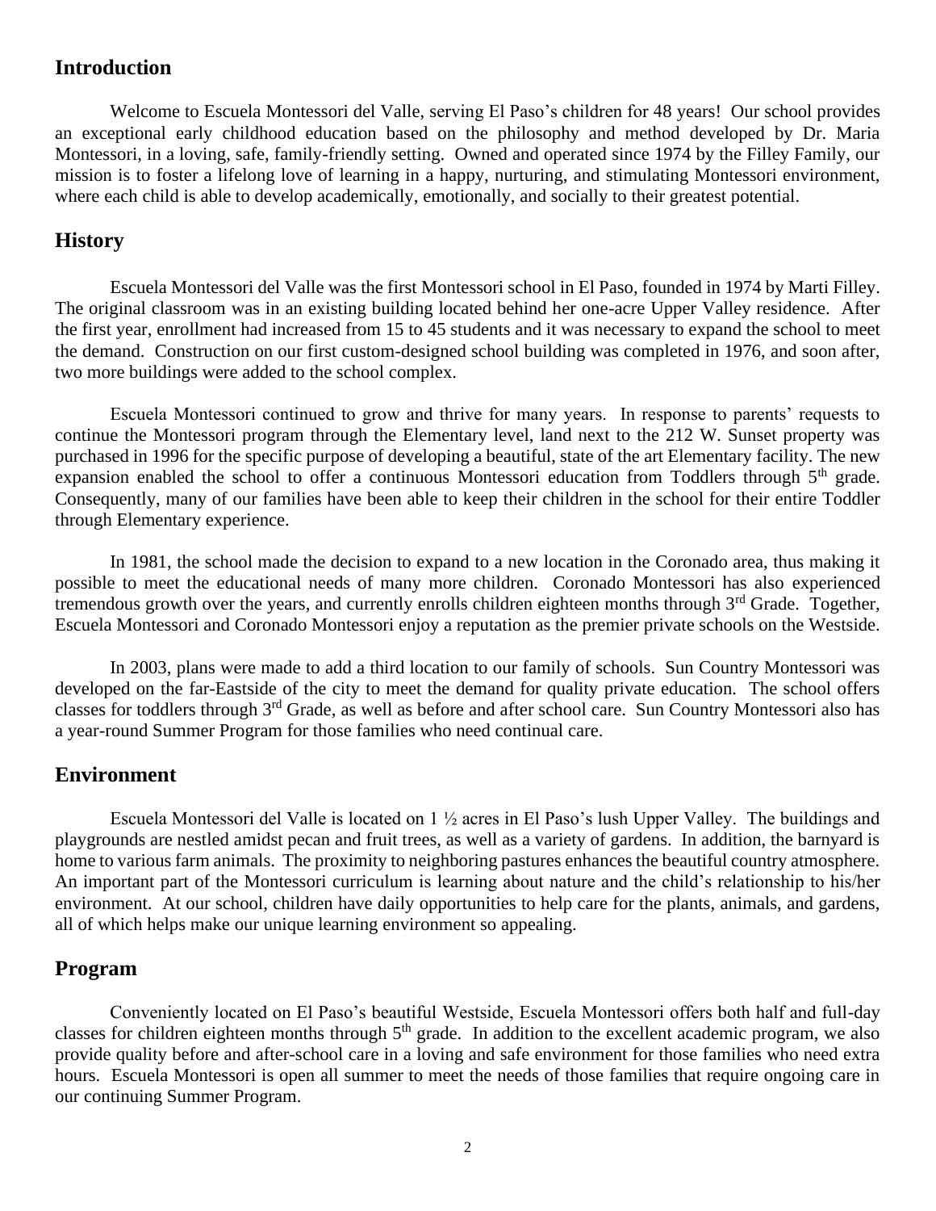## Introduction

Welcome to Escuela Montessori del Valle, serving El Paso's children for 48 years! Our school provides an exceptional early childhood education based on the philosophy and method developed by Dr. Maria Montessori, in a loving, safe, family-friendly setting. Owned and operated since 1974 by the Filley Family, our mission is to foster a lifelong love of learning in a happy, nurturing, and stimulating Montessori environment, where each child is able to develop academically, emotionally, and socially to their greatest potential.

## History

Escuela Montessori del Valle was the first Montessori school in El Paso, founded in 1974 by Marti Filley. The original classroom was in an existing building located behind her one-acre Upper Valley residence. After the first year, enrollment had increased from 15 to 45 students and it was necessary to expand the school to meet the demand. Construction on our first custom-designed school building was completed in 1976, and soon after, two more buildings were added to the school complex.

Escuela Montessori continued to grow and thrive for many years. In response to parents' requests to continue the Montessori program through the Elementary level, land next to the 212 W. Sunset property was purchased in 1996 for the specific purpose of developing a beautiful, state of the art Elementary facility. The new expansion enabled the school to offer a continuous Montessori education from Toddlers through 5th grade. Consequently, many of our families have been able to keep their children in the school for their entire Toddler through Elementary experience.

In 1981, the school made the decision to expand to a new location in the Coronado area, thus making it possible to meet the educational needs of many more children. Coronado Montessori has also experienced tremendous growth over the years, and currently enrolls children eighteen months through 3rd Grade. Together, Escuela Montessori and Coronado Montessori enjoy a reputation as the premier private schools on the Westside.

In 2003, plans were made to add a third location to our family of schools. Sun Country Montessori was developed on the far-Eastside of the city to meet the demand for quality private education. The school offers classes for toddlers through 3rd Grade, as well as before and after school care. Sun Country Montessori also has a year-round Summer Program for those families who need continual care.

## Environment

Escuela Montessori del Valle is located on 1 ½ acres in El Paso's lush Upper Valley. The buildings and playgrounds are nestled amidst pecan and fruit trees, as well as a variety of gardens. In addition, the barnyard is home to various farm animals. The proximity to neighboring pastures enhances the beautiful country atmosphere. An important part of the Montessori curriculum is learning about nature and the child's relationship to his/her environment. At our school, children have daily opportunities to help care for the plants, animals, and gardens, all of which helps make our unique learning environment so appealing.

## Program

Conveniently located on El Paso's beautiful Westside, Escuela Montessori offers both half and full-day classes for children eighteen months through 5th grade. In addition to the excellent academic program, we also provide quality before and after-school care in a loving and safe environment for those families who need extra hours. Escuela Montessori is open all summer to meet the needs of those families that require ongoing care in our continuing Summer Program.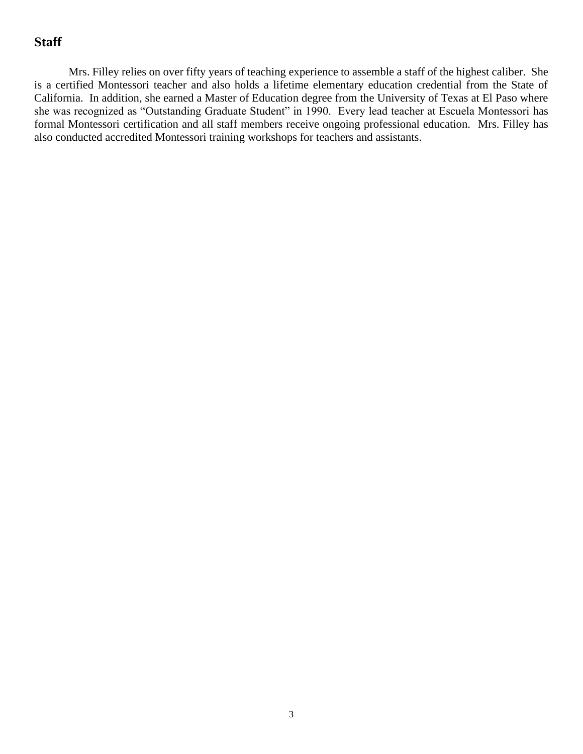## Staff

Mrs. Filley relies on over fifty years of teaching experience to assemble a staff of the highest caliber. She is a certified Montessori teacher and also holds a lifetime elementary education credential from the State of California. In addition, she earned a Master of Education degree from the University of Texas at El Paso where she was recognized as "Outstanding Graduate Student" in 1990. Every lead teacher at Escuela Montessori has formal Montessori certification and all staff members receive ongoing professional education. Mrs. Filley has also conducted accredited Montessori training workshops for teachers and assistants.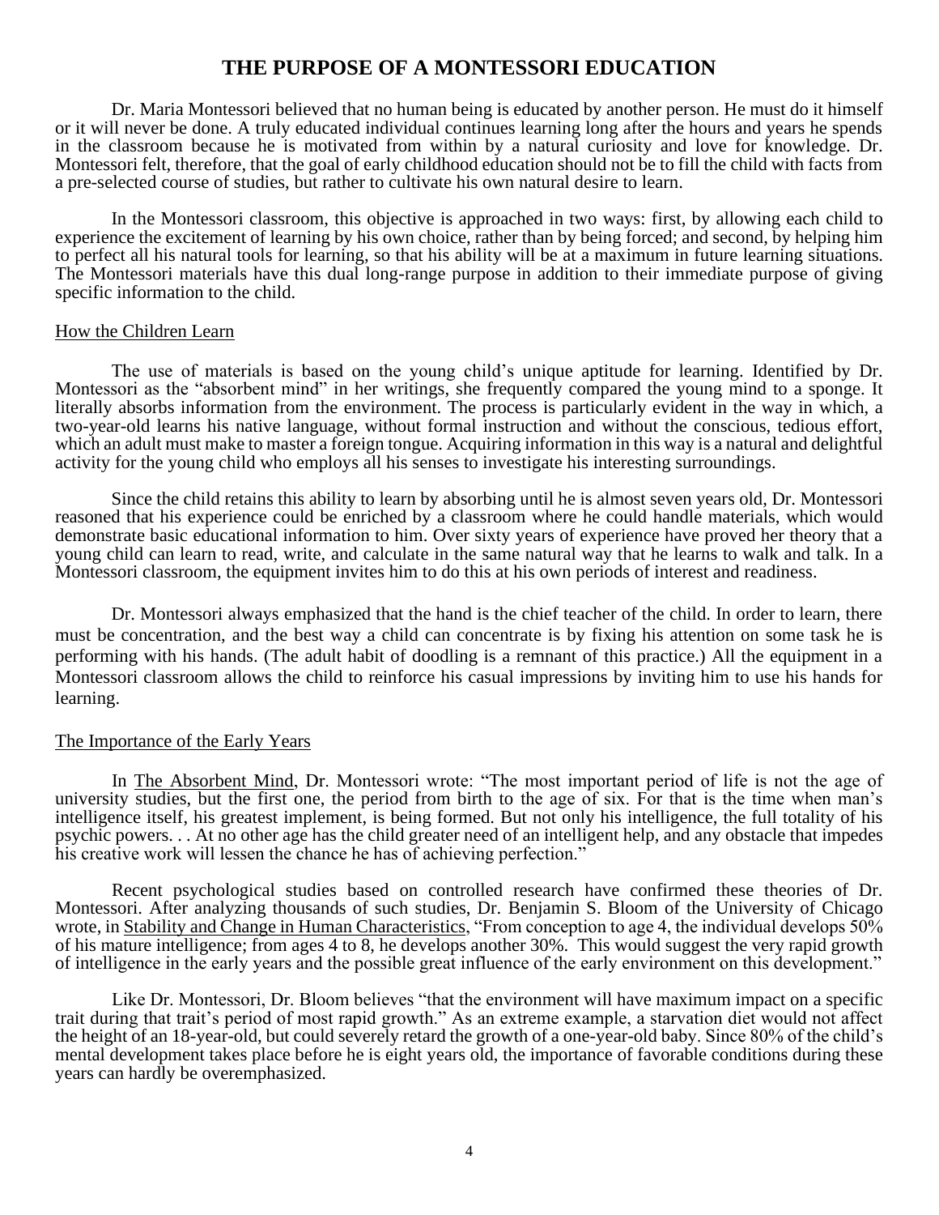# THE PURPOSE OF A MONTESSORI EDUCATION

Dr. Maria Montessori believed that no human being is educated by another person. He must do it himself or it will never be done. A truly educated individual continues learning long after the hours and years he spends in the classroom because he is motivated from within by a natural curiosity and love for knowledge. Dr. Montessori felt, therefore, that the goal of early childhood education should not be to fill the child with facts from a pre-selected course of studies, but rather to cultivate his own natural desire to learn.

In the Montessori classroom, this objective is approached in two ways: first, by allowing each child to experience the excitement of learning by his own choice, rather than by being forced; and second, by helping him to perfect all his natural tools for learning, so that his ability will be at a maximum in future learning situations. The Montessori materials have this dual long-range purpose in addition to their immediate purpose of giving specific information to the child.

## How the Children Learn

The use of materials is based on the young child's unique aptitude for learning. Identified by Dr. Montessori as the "absorbent mind" in her writings, she frequently compared the young mind to a sponge. It literally absorbs information from the environment. The process is particularly evident in the way in which, a two-year-old learns his native language, without formal instruction and without the conscious, tedious effort, which an adult must make to master a foreign tongue. Acquiring information in this way is a natural and delightful activity for the young child who employs all his senses to investigate his interesting surroundings.

Since the child retains this ability to learn by absorbing until he is almost seven years old, Dr. Montessori reasoned that his experience could be enriched by a classroom where he could handle materials, which would demonstrate basic educational information to him. Over sixty years of experience have proved her theory that a young child can learn to read, write, and calculate in the same natural way that he learns to walk and talk. In a Montessori classroom, the equipment invites him to do this at his own periods of interest and readiness.

Dr. Montessori always emphasized that the hand is the chief teacher of the child. In order to learn, there must be concentration, and the best way a child can concentrate is by fixing his attention on some task he is performing with his hands. (The adult habit of doodling is a remnant of this practice.) All the equipment in a Montessori classroom allows the child to reinforce his casual impressions by inviting him to use his hands for learning.

## The Importance of the Early Years

In The Absorbent Mind, Dr. Montessori wrote: "The most important period of life is not the age of university studies, but the first one, the period from birth to the age of six. For that is the time when man's intelligence itself, his greatest implement, is being formed. But not only his intelligence, the full totality of his psychic powers. . . At no other age has the child greater need of an intelligent help, and any obstacle that impedes his creative work will lessen the chance he has of achieving perfection."

Recent psychological studies based on controlled research have confirmed these theories of Dr. Montessori. After analyzing thousands of such studies, Dr. Benjamin S. Bloom of the University of Chicago wrote, in Stability and Change in Human Characteristics, "From conception to age 4, the individual develops 50% of his mature intelligence; from ages 4 to 8, he develops another 30%. This would suggest the very rapid growth of intelligence in the early years and the possible great influence of the early environment on this development."

Like Dr. Montessori, Dr. Bloom believes "that the environment will have maximum impact on a specific trait during that trait's period of most rapid growth." As an extreme example, a starvation diet would not affect the height of an 18-year-old, but could severely retard the growth of a one-year-old baby. Since 80% of the child's mental development takes place before he is eight years old, the importance of favorable conditions during these years can hardly be overemphasized.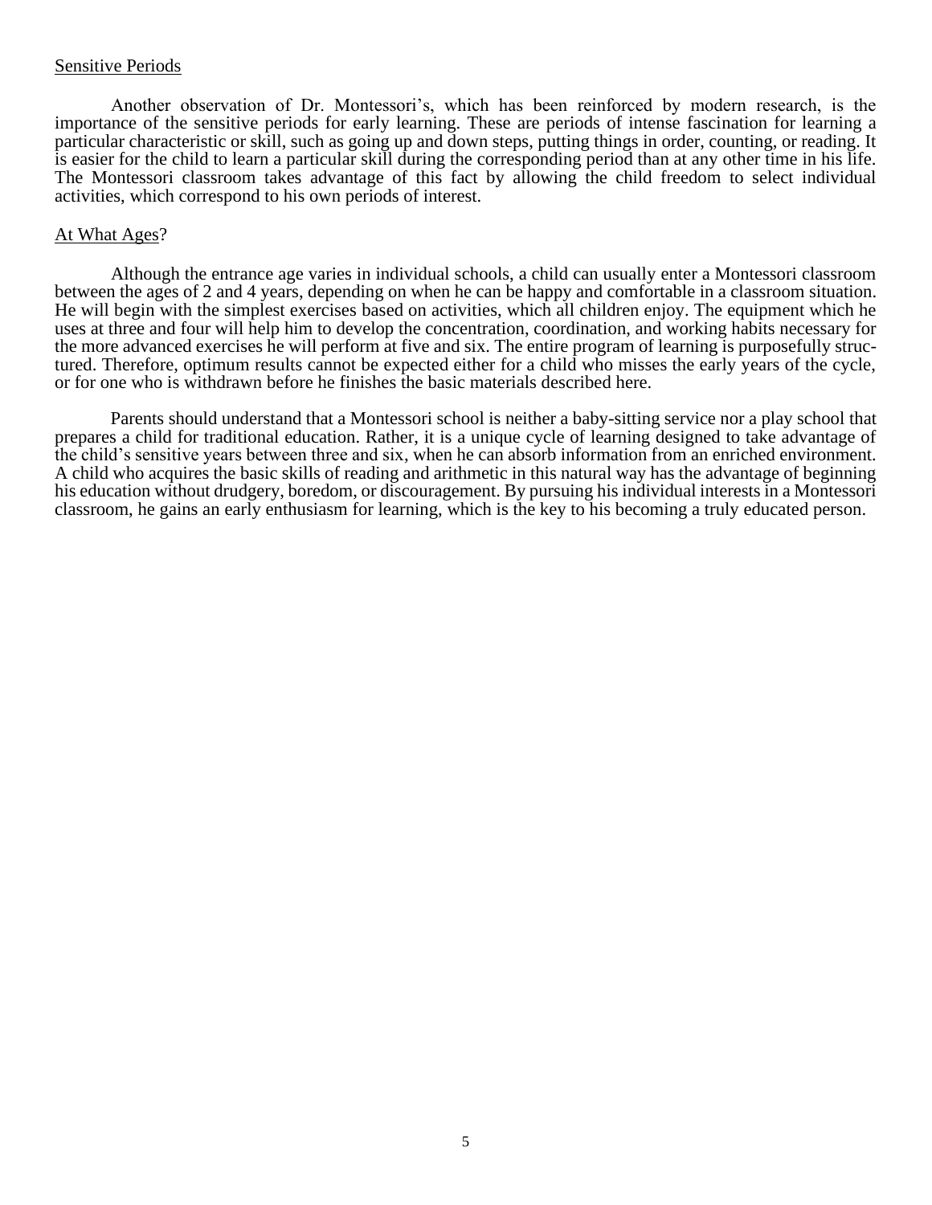## Sensitive Periods

Another observation of Dr. Montessori's, which has been reinforced by modern research, is the importance of the sensitive periods for early learning. These are periods of intense fascination for learning a particular characteristic or skill, such as going up and down steps, putting things in order, counting, or reading. It is easier for the child to learn a particular skill during the corresponding period than at any other time in his life. The Montessori classroom takes advantage of this fact by allowing the child freedom to select individual activities, which correspond to his own periods of interest.

## At What Ages?

Although the entrance age varies in individual schools, a child can usually enter a Montessori classroom between the ages of 2 and 4 years, depending on when he can be happy and comfortable in a classroom situation. He will begin with the simplest exercises based on activities, which all children enjoy. The equipment which he uses at three and four will help him to develop the concentration, coordination, and working habits necessary for the more advanced exercises he will perform at five and six. The entire program of learning is purposefully structured. Therefore, optimum results cannot be expected either for a child who misses the early years of the cycle, or for one who is withdrawn before he finishes the basic materials described here.

Parents should understand that a Montessori school is neither a baby-sitting service nor a play school that prepares a child for traditional education. Rather, it is a unique cycle of learning designed to take advantage of the child's sensitive years between three and six, when he can absorb information from an enriched environment. A child who acquires the basic skills of reading and arithmetic in this natural way has the advantage of beginning his education without drudgery, boredom, or discouragement. By pursuing his individual interests in a Montessori classroom, he gains an early enthusiasm for learning, which is the key to his becoming a truly educated person.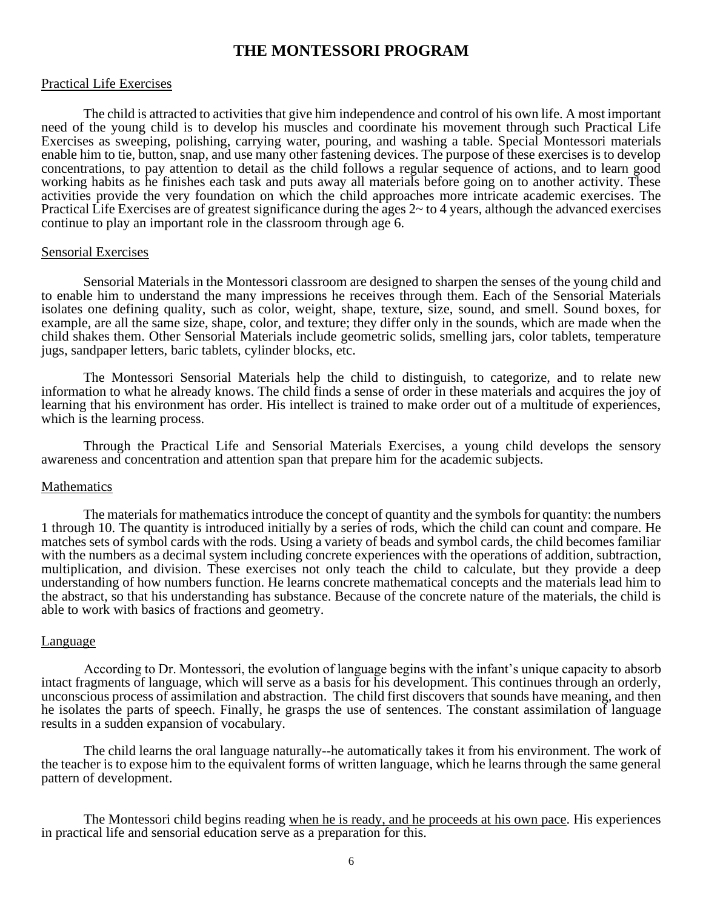# THE MONTESSORI PROGRAM

## Practical Life Exercises

The child is attracted to activities that give him independence and control of his own life. A most important need of the young child is to develop his muscles and coordinate his movement through such Practical Life Exercises as sweeping, polishing, carrying water, pouring, and washing a table. Special Montessori materials enable him to tie, button, snap, and use many other fastening devices. The purpose of these exercises is to develop concentrations, to pay attention to detail as the child follows a regular sequence of actions, and to learn good working habits as he finishes each task and puts away all materials before going on to another activity. These activities provide the very foundation on which the child approaches more intricate academic exercises. The Practical Life Exercises are of greatest significance during the ages 2~ to 4 years, although the advanced exercises continue to play an important role in the classroom through age 6.

## Sensorial Exercises

Sensorial Materials in the Montessori classroom are designed to sharpen the senses of the young child and to enable him to understand the many impressions he receives through them. Each of the Sensorial Materials isolates one defining quality, such as color, weight, shape, texture, size, sound, and smell. Sound boxes, for example, are all the same size, shape, color, and texture; they differ only in the sounds, which are made when the child shakes them. Other Sensorial Materials include geometric solids, smelling jars, color tablets, temperature jugs, sandpaper letters, baric tablets, cylinder blocks, etc.

The Montessori Sensorial Materials help the child to distinguish, to categorize, and to relate new information to what he already knows. The child finds a sense of order in these materials and acquires the joy of learning that his environment has order. His intellect is trained to make order out of a multitude of experiences, which is the learning process.

Through the Practical Life and Sensorial Materials Exercises, a young child develops the sensory awareness and concentration and attention span that prepare him for the academic subjects.

## Mathematics

The materials for mathematics introduce the concept of quantity and the symbols for quantity: the numbers 1 through 10. The quantity is introduced initially by a series of rods, which the child can count and compare. He matches sets of symbol cards with the rods. Using a variety of beads and symbol cards, the child becomes familiar with the numbers as a decimal system including concrete experiences with the operations of addition, subtraction, multiplication, and division. These exercises not only teach the child to calculate, but they provide a deep understanding of how numbers function. He learns concrete mathematical concepts and the materials lead him to the abstract, so that his understanding has substance. Because of the concrete nature of the materials, the child is able to work with basics of fractions and geometry.

## Language

According to Dr. Montessori, the evolution of language begins with the infant's unique capacity to absorb intact fragments of language, which will serve as a basis for his development. This continues through an orderly, unconscious process of assimilation and abstraction. The child first discovers that sounds have meaning, and then he isolates the parts of speech. Finally, he grasps the use of sentences. The constant assimilation of language results in a sudden expansion of vocabulary.

The child learns the oral language naturally--he automatically takes it from his environment. The work of the teacher is to expose him to the equivalent forms of written language, which he learns through the same general pattern of development.

The Montessori child begins reading <u>when he is ready, and he proceeds at his own pace</u>. His experiences in practical life and sensorial education serve as a preparation for this.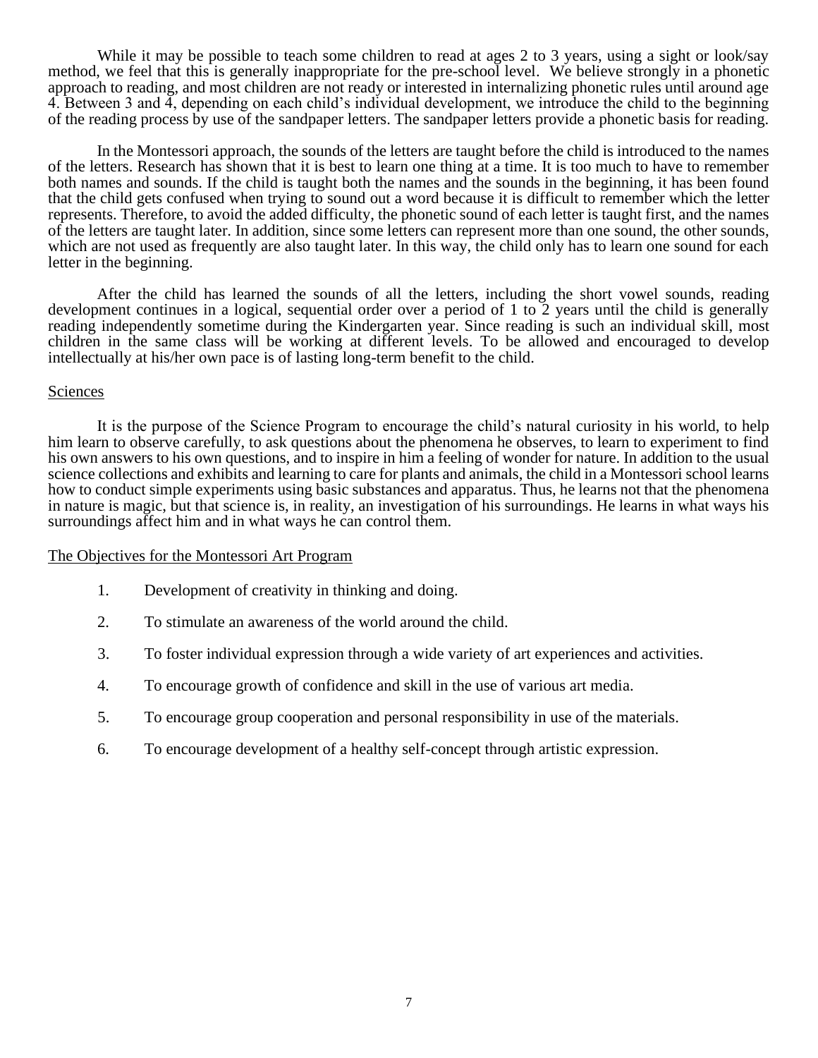While it may be possible to teach some children to read at ages 2 to 3 years, using a sight or look/say method, we feel that this is generally inappropriate for the pre-school level. We believe strongly in a phonetic approach to reading, and most children are not ready or interested in internalizing phonetic rules until around age 4. Between 3 and 4, depending on each child's individual development, we introduce the child to the beginning of the reading process by use of the sandpaper letters. The sandpaper letters provide a phonetic basis for reading.

In the Montessori approach, the sounds of the letters are taught before the child is introduced to the names of the letters. Research has shown that it is best to learn one thing at a time. It is too much to have to remember both names and sounds. If the child is taught both the names and the sounds in the beginning, it has been found that the child gets confused when trying to sound out a word because it is difficult to remember which the letter represents. Therefore, to avoid the added difficulty, the phonetic sound of each letter is taught first, and the names of the letters are taught later. In addition, since some letters can represent more than one sound, the other sounds, which are not used as frequently are also taught later. In this way, the child only has to learn one sound for each letter in the beginning.

After the child has learned the sounds of all the letters, including the short vowel sounds, reading development continues in a logical, sequential order over a period of 1 to 2 years until the child is generally reading independently sometime during the Kindergarten year. Since reading is such an individual skill, most children in the same class will be working at different levels. To be allowed and encouraged to develop intellectually at his/her own pace is of lasting long-term benefit to the child.

## Sciences

It is the purpose of the Science Program to encourage the child's natural curiosity in his world, to help him learn to observe carefully, to ask questions about the phenomena he observes, to learn to experiment to find his own answers to his own questions, and to inspire in him a feeling of wonder for nature. In addition to the usual science collections and exhibits and learning to care for plants and animals, the child in a Montessori school learns how to conduct simple experiments using basic substances and apparatus. Thus, he learns not that the phenomena in nature is magic, but that science is, in reality, an investigation of his surroundings. He learns in what ways his surroundings affect him and in what ways he can control them.

## The Objectives for the Montessori Art Program

1. Development of creativity in thinking and doing.
2. To stimulate an awareness of the world around the child.
3. To foster individual expression through a wide variety of art experiences and activities.
4. To encourage growth of confidence and skill in the use of various art media.
5. To encourage group cooperation and personal responsibility in use of the materials.
6. To encourage development of a healthy self-concept through artistic expression.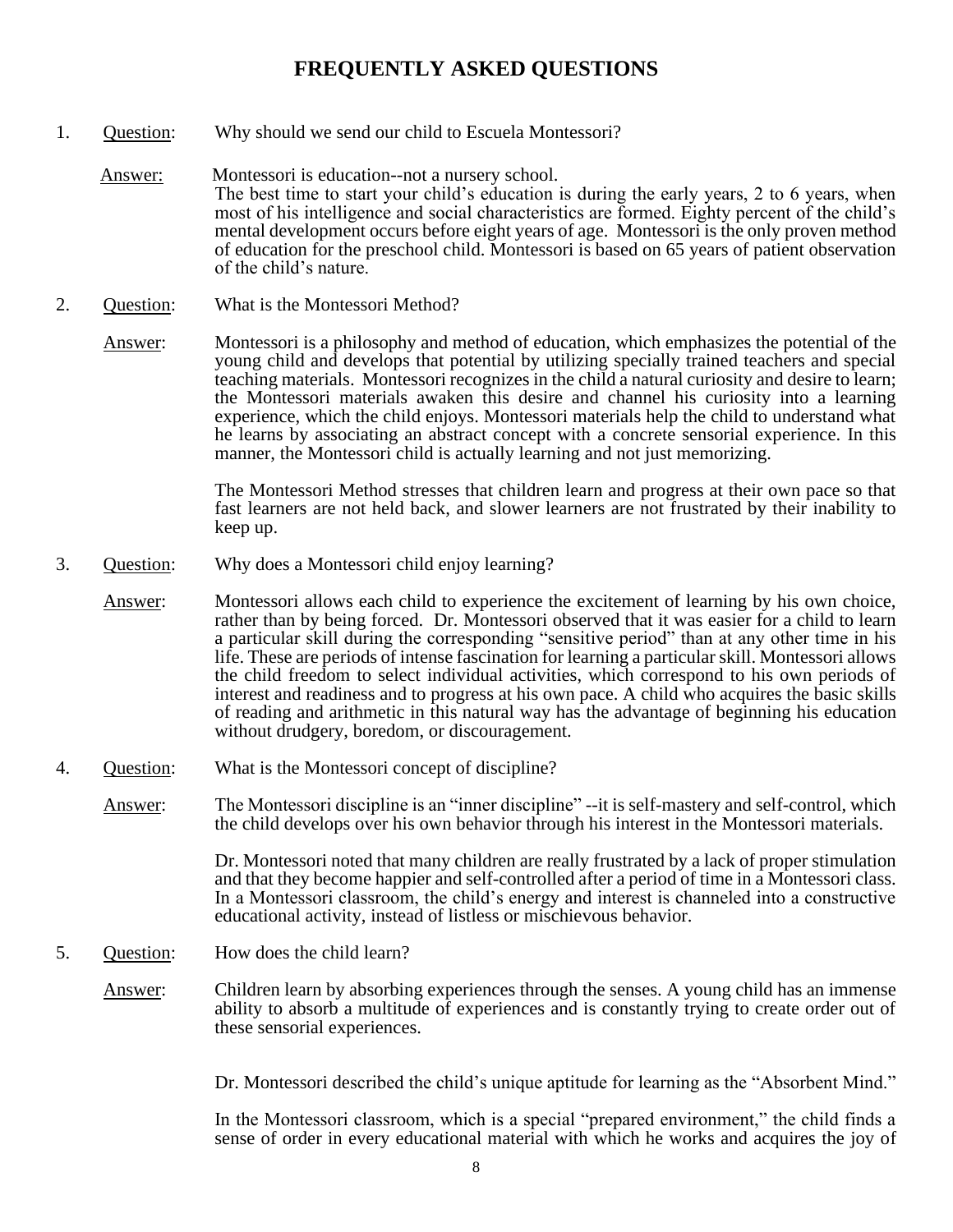# FREQUENTLY ASKED QUESTIONS

1. Question: Why should we send our child to Escuela Montessori?

   Answer: Montessori is education--not a nursery school.
   The best time to start your child's education is during the early years, 2 to 6 years, when most of his intelligence and social characteristics are formed. Eighty percent of the child's mental development occurs before eight years of age. Montessori is the only proven method of education for the preschool child. Montessori is based on 65 years of patient observation of the child's nature.

2. Question: What is the Montessori Method?

   Answer: Montessori is a philosophy and method of education, which emphasizes the potential of the young child and develops that potential by utilizing specially trained teachers and special teaching materials. Montessori recognizes in the child a natural curiosity and desire to learn; the Montessori materials awaken this desire and channel his curiosity into a learning experience, which the child enjoys. Montessori materials help the child to understand what he learns by associating an abstract concept with a concrete sensorial experience. In this manner, the Montessori child is actually learning and not just memorizing.

   The Montessori Method stresses that children learn and progress at their own pace so that fast learners are not held back, and slower learners are not frustrated by their inability to keep up.

3. Question: Why does a Montessori child enjoy learning?

   Answer: Montessori allows each child to experience the excitement of learning by his own choice, rather than by being forced. Dr. Montessori observed that it was easier for a child to learn a particular skill during the corresponding "sensitive period" than at any other time in his life. These are periods of intense fascination for learning a particular skill. Montessori allows the child freedom to select individual activities, which correspond to his own periods of interest and readiness and to progress at his own pace. A child who acquires the basic skills of reading and arithmetic in this natural way has the advantage of beginning his education without drudgery, boredom, or discouragement.

4. Question: What is the Montessori concept of discipline?

   Answer: The Montessori discipline is an "inner discipline" --it is self-mastery and self-control, which the child develops over his own behavior through his interest in the Montessori materials.

   Dr. Montessori noted that many children are really frustrated by a lack of proper stimulation and that they become happier and self-controlled after a period of time in a Montessori class. In a Montessori classroom, the child's energy and interest is channeled into a constructive educational activity, instead of listless or mischievous behavior.

5. Question: How does the child learn?

   Answer: Children learn by absorbing experiences through the senses. A young child has an immense ability to absorb a multitude of experiences and is constantly trying to create order out of these sensorial experiences.

   Dr. Montessori described the child's unique aptitude for learning as the "Absorbent Mind."

   In the Montessori classroom, which is a special "prepared environment," the child finds a sense of order in every educational material with which he works and acquires the joy of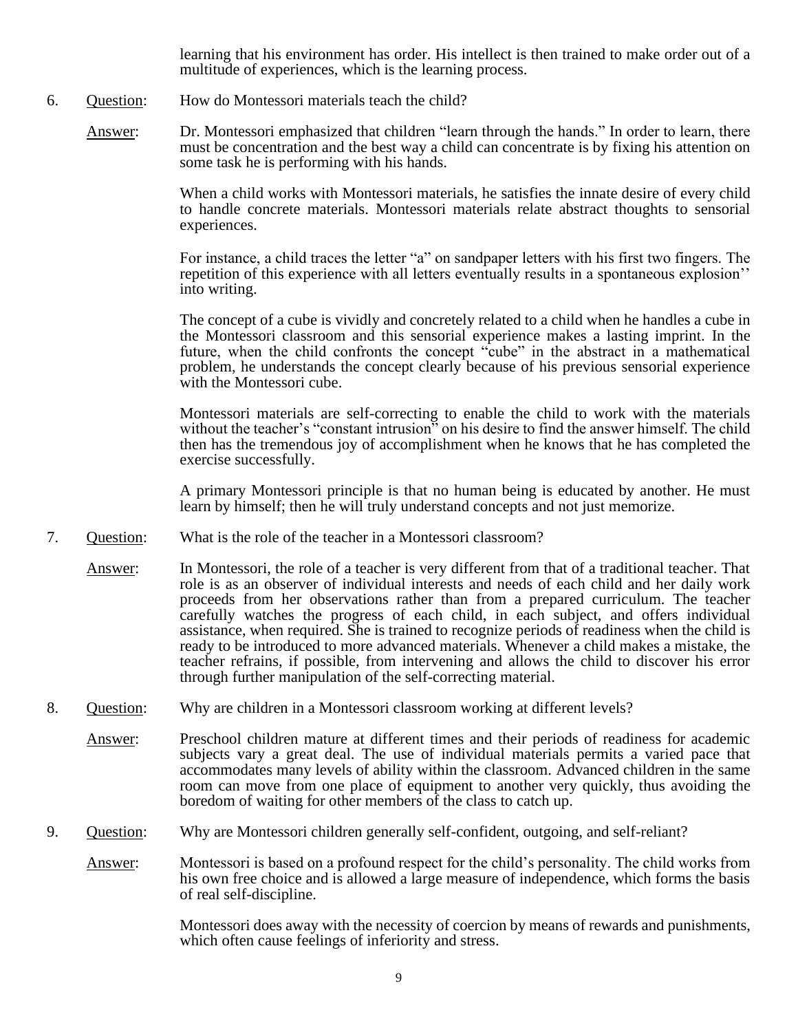learning that his environment has order. His intellect is then trained to make order out of a multitude of experiences, which is the learning process.

6. <u>Question</u>: How do Montessori materials teach the child?

   <u>Answer</u>: Dr. Montessori emphasized that children "learn through the hands." In order to learn, there must be concentration and the best way a child can concentrate is by fixing his attention on some task he is performing with his hands.

   When a child works with Montessori materials, he satisfies the innate desire of every child to handle concrete materials. Montessori materials relate abstract thoughts to sensorial experiences.

   For instance, a child traces the letter "a" on sandpaper letters with his first two fingers. The repetition of this experience with all letters eventually results in a spontaneous explosion'' into writing.

   The concept of a cube is vividly and concretely related to a child when he handles a cube in the Montessori classroom and this sensorial experience makes a lasting imprint. In the future, when the child confronts the concept "cube" in the abstract in a mathematical problem, he understands the concept clearly because of his previous sensorial experience with the Montessori cube.

   Montessori materials are self-correcting to enable the child to work with the materials without the teacher's "constant intrusion" on his desire to find the answer himself. The child then has the tremendous joy of accomplishment when he knows that he has completed the exercise successfully.

   A primary Montessori principle is that no human being is educated by another. He must learn by himself; then he will truly understand concepts and not just memorize.

7. <u>Question</u>: What is the role of the teacher in a Montessori classroom?

   <u>Answer</u>: In Montessori, the role of a teacher is very different from that of a traditional teacher. That role is as an observer of individual interests and needs of each child and her daily work proceeds from her observations rather than from a prepared curriculum. The teacher carefully watches the progress of each child, in each subject, and offers individual assistance, when required. She is trained to recognize periods of readiness when the child is ready to be introduced to more advanced materials. Whenever a child makes a mistake, the teacher refrains, if possible, from intervening and allows the child to discover his error through further manipulation of the self-correcting material.

8. <u>Question</u>: Why are children in a Montessori classroom working at different levels?

   <u>Answer</u>: Preschool children mature at different times and their periods of readiness for academic subjects vary a great deal. The use of individual materials permits a varied pace that accommodates many levels of ability within the classroom. Advanced children in the same room can move from one place of equipment to another very quickly, thus avoiding the boredom of waiting for other members of the class to catch up.

9. <u>Question</u>: Why are Montessori children generally self-confident, outgoing, and self-reliant?

   <u>Answer</u>: Montessori is based on a profound respect for the child's personality. The child works from his own free choice and is allowed a large measure of independence, which forms the basis of real self-discipline.

   Montessori does away with the necessity of coercion by means of rewards and punishments, which often cause feelings of inferiority and stress.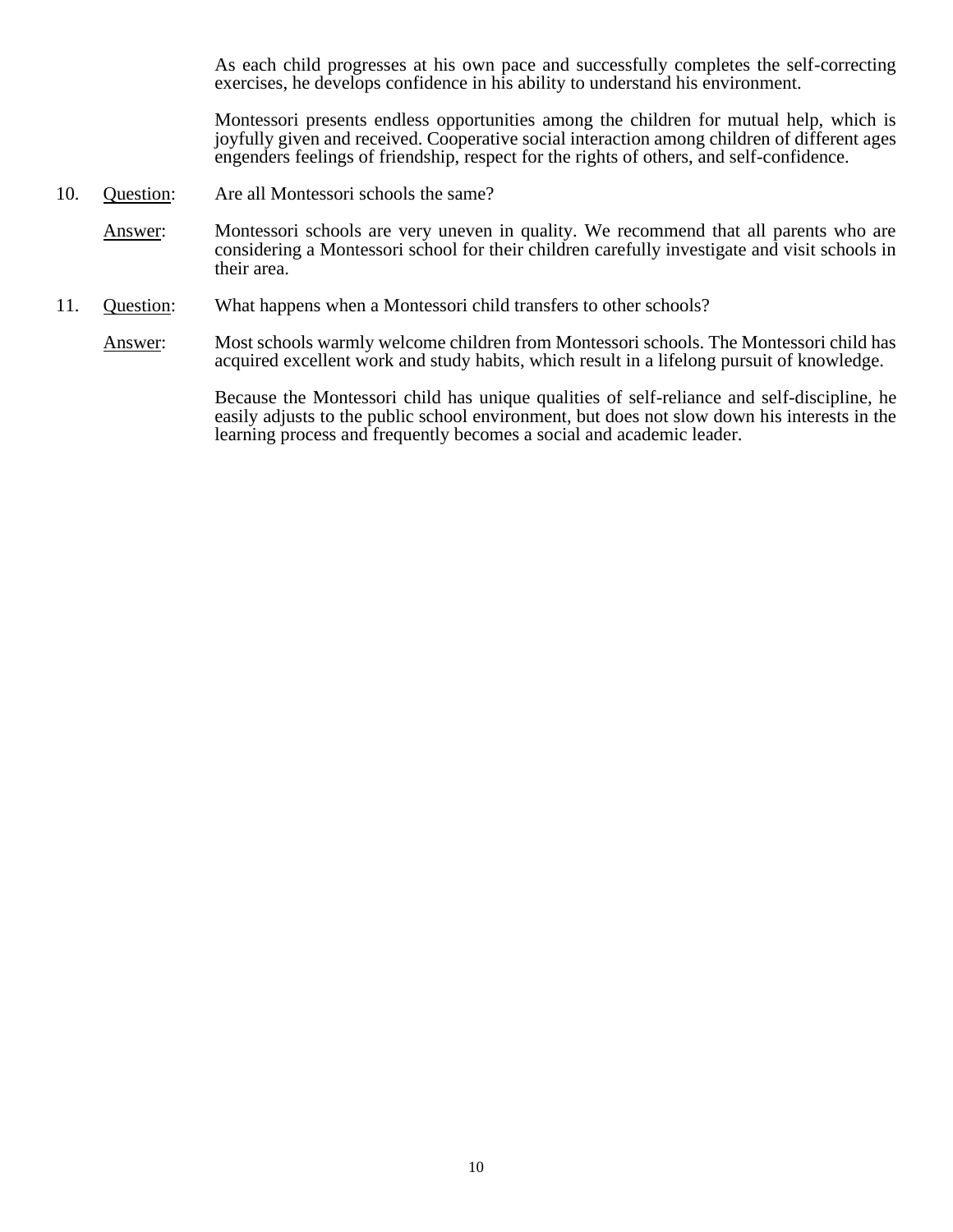As each child progresses at his own pace and successfully completes the self-correcting exercises, he develops confidence in his ability to understand his environment.

Montessori presents endless opportunities among the children for mutual help, which is joyfully given and received. Cooperative social interaction among children of different ages engenders feelings of friendship, respect for the rights of others, and self-confidence.

10. Question: Are all Montessori schools the same?

    Answer: Montessori schools are very uneven in quality. We recommend that all parents who are considering a Montessori school for their children carefully investigate and visit schools in their area.

11. Question: What happens when a Montessori child transfers to other schools?

    Answer: Most schools warmly welcome children from Montessori schools. The Montessori child has acquired excellent work and study habits, which result in a lifelong pursuit of knowledge.

    Because the Montessori child has unique qualities of self-reliance and self-discipline, he easily adjusts to the public school environment, but does not slow down his interests in the learning process and frequently becomes a social and academic leader.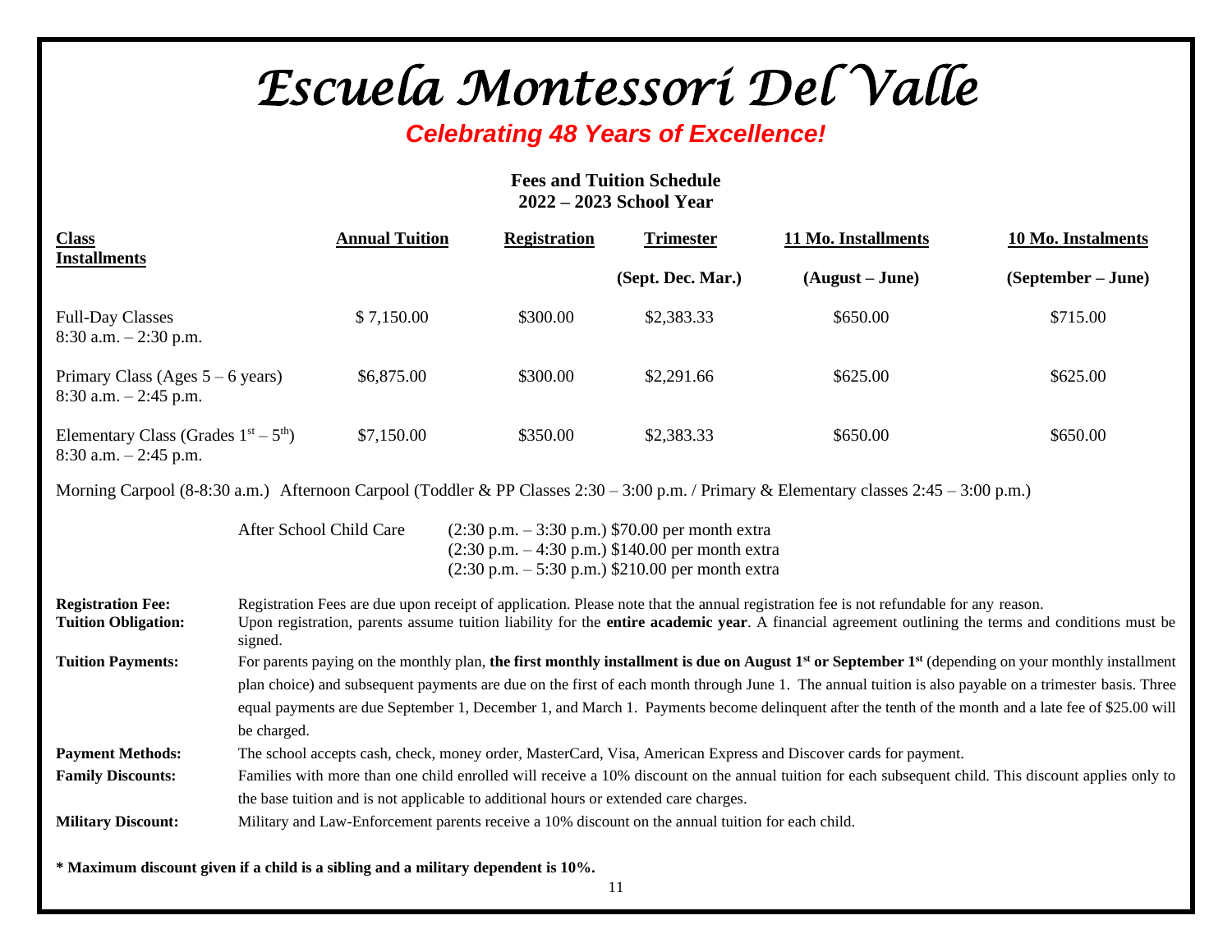# *Escuela Montessori Del Valle*

***Celebrating 48 Years of Excellence!***

**Fees and Tuition Schedule**
**2022 – 2023 School Year**

| Class Installments | Annual Tuition | Registration | Trimester (Sept. Dec. Mar.) | 11 Mo. Installments (August – June) | 10 Mo. Instalments (September – June) |
|---|---|---|---|---|---|
| Full-Day Classes 8:30 a.m. – 2:30 p.m. | $ 7,150.00 | $300.00 | $2,383.33 | $650.00 | $715.00 |
| Primary Class (Ages 5 – 6 years) 8:30 a.m. – 2:45 p.m. | $6,875.00 | $300.00 | $2,291.66 | $625.00 | $625.00 |
| Elementary Class (Grades 1st – 5th) 8:30 a.m. – 2:45 p.m. | $7,150.00 | $350.00 | $2,383.33 | $650.00 | $650.00 |

Morning Carpool (8-8:30 a.m.) Afternoon Carpool (Toddler & PP Classes 2:30 – 3:00 p.m. / Primary & Elementary classes 2:45 – 3:00 p.m.)

After School Child Care
(2:30 p.m. – 3:30 p.m.) $70.00 per month extra
(2:30 p.m. – 4:30 p.m.) $140.00 per month extra
(2:30 p.m. – 5:30 p.m.) $210.00 per month extra

**Registration Fee:** Registration Fees are due upon receipt of application. Please note that the annual registration fee is not refundable for any reason.

**Tuition Obligation:** Upon registration, parents assume tuition liability for the **entire academic year**. A financial agreement outlining the terms and conditions must be signed.

**Tuition Payments:** For parents paying on the monthly plan, **the first monthly installment is due on August 1st or September 1st** (depending on your monthly installment plan choice) and subsequent payments are due on the first of each month through June 1. The annual tuition is also payable on a trimester basis. Three equal payments are due September 1, December 1, and March 1. Payments become delinquent after the tenth of the month and a late fee of $25.00 will be charged.

**Payment Methods:** The school accepts cash, check, money order, MasterCard, Visa, American Express and Discover cards for payment.

**Family Discounts:** Families with more than one child enrolled will receive a 10% discount on the annual tuition for each subsequent child. This discount applies only to the base tuition and is not applicable to additional hours or extended care charges.

**Military Discount:** Military and Law-Enforcement parents receive a 10% discount on the annual tuition for each child.

**\* Maximum discount given if a child is a sibling and a military dependent is 10%.**